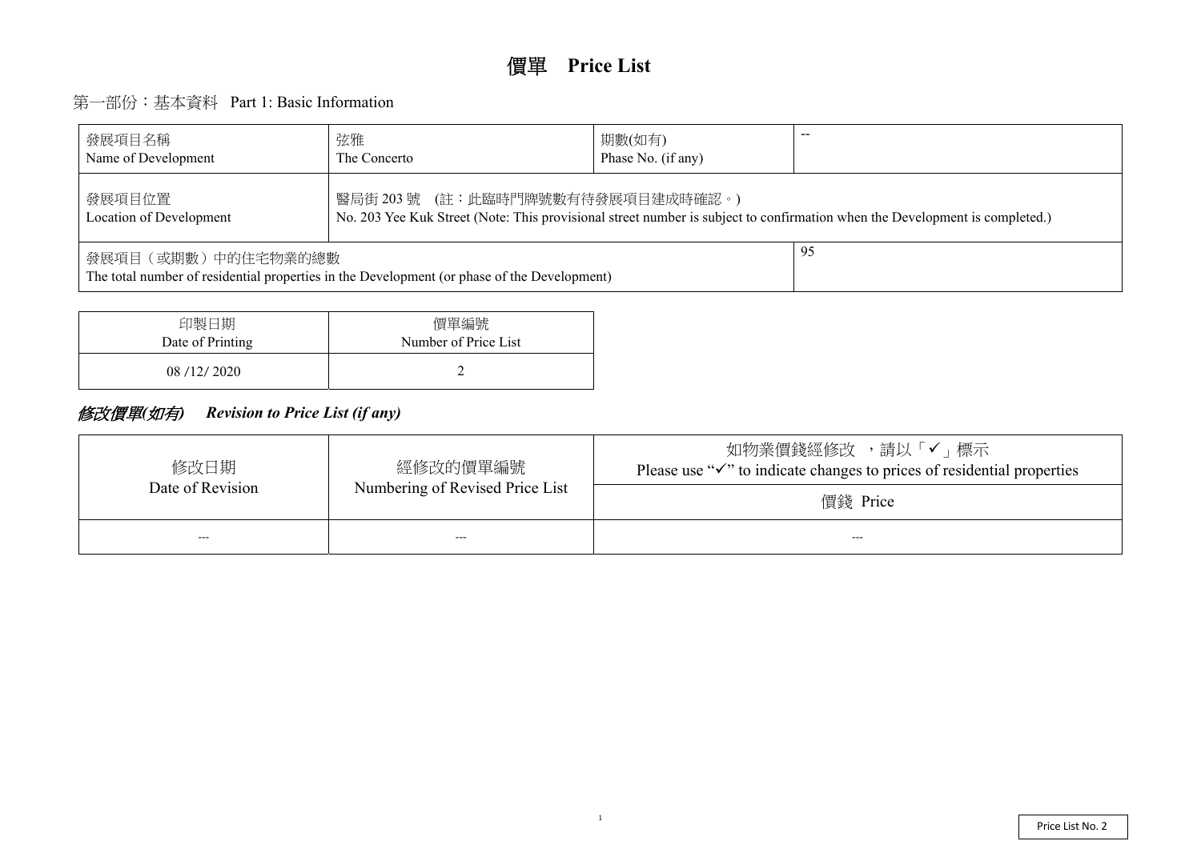# 價單　Price List

## 第一部份：基本資料　Part 1: Basic Information

| 發展項目名稱<br>Name of Development | 弦雅<br>The Concerto | 期數(如有)<br>Phase No. (if any) | -- |
|---|---|---|---|
| 發展項目位置<br>Location of Development | 醫局街 203 號　(註：此臨時門牌號數有待發展項目建成時確認。)<br>No. 203 Yee Kuk Street (Note: This provisional street number is subject to confirmation when the Development is completed.) | | |
| 發展項目（或期數）中的住宅物業的總數<br>The total number of residential properties in the Development (or phase of the Development) | | | 95 |

| 印製日期<br>Date of Printing | 價單編號<br>Number of Price List |
|---|---|
| 08 /12/ 2020 | 2 |

### *修改價單(如有)　Revision to Price List (if any)*

| 修改日期<br>Date of Revision | 經修改的價單編號<br>Numbering of Revised Price List | 如物業價錢經修改　，請以「✓」標示<br>Please use "✓" to indicate changes to prices of residential properties |
|---|---|---|
| | | 價錢 Price |
| --- | --- | --- |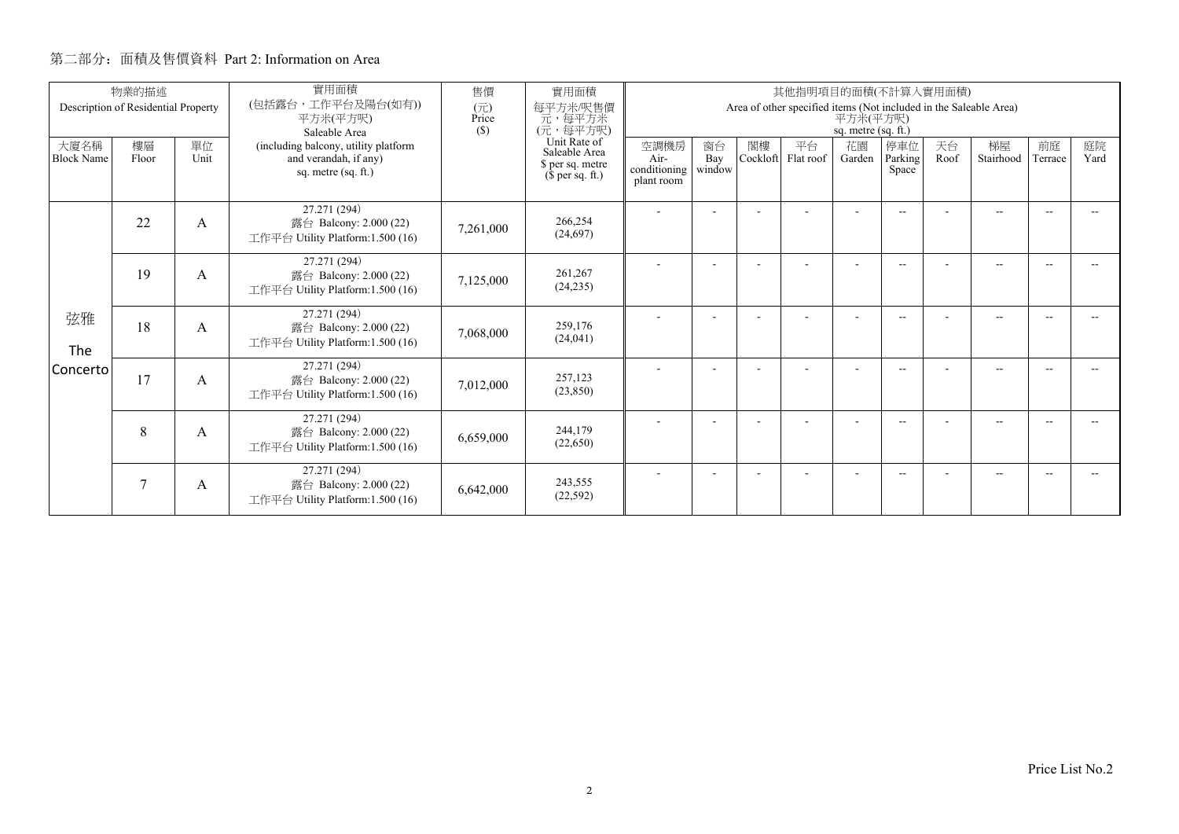## 第二部分：面積及售價資料 Part 2: Information on Area

| 物業的描述 Description of Residential Property | | | 實用面積 (包括露台，工作平台及陽台(如有)) 平方米(平方呎) Saleable Area (including balcony, utility platform and verandah, if any) sq. metre (sq. ft.) | 售價 (元) Price ($) | 實用面積 每平方米/呎售價 元，每平方米 (元，每平方呎) Unit Rate of Saleable Area $ per sq. metre ($ per sq. ft.) | 其他指明項目的面積(不計算入實用面積) Area of other specified items (Not included in the Saleable Area) 平方米(平方呎) sq. metre (sq. ft.) | | | | | | | | | |
|---|---|---|---|---|---|---|---|---|---|---|---|---|---|---|---|
| 大廈名稱 Block Name | 樓層 Floor | 單位 Unit | | | | 空調機房 Air-conditioning plant room | 窗台 Bay window | 閣樓 Cockloft | 平台 Flat roof | 花園 Garden | 停車位 Parking Space | 天台 Roof | 梯屋 Stairhood | 前庭 Terrace | 庭院 Yard |
| 弦雅 The Concerto | 22 | A | 27.271 (294) 露台 Balcony: 2.000 (22) 工作平台 Utility Platform:1.500 (16) | 7,261,000 | 266,254 (24,697) | - | - | - | - | - | -- | - | -- | -- | -- |
| | 19 | A | 27.271 (294) 露台 Balcony: 2.000 (22) 工作平台 Utility Platform:1.500 (16) | 7,125,000 | 261,267 (24,235) | - | - | - | - | - | -- | - | -- | -- | -- |
| | 18 | A | 27.271 (294) 露台 Balcony: 2.000 (22) 工作平台 Utility Platform:1.500 (16) | 7,068,000 | 259,176 (24,041) | - | - | - | - | - | -- | - | -- | -- | -- |
| | 17 | A | 27.271 (294) 露台 Balcony: 2.000 (22) 工作平台 Utility Platform:1.500 (16) | 7,012,000 | 257,123 (23,850) | - | - | - | - | - | -- | - | -- | -- | -- |
| | 8 | A | 27.271 (294) 露台 Balcony: 2.000 (22) 工作平台 Utility Platform:1.500 (16) | 6,659,000 | 244,179 (22,650) | - | - | - | - | - | -- | - | -- | -- | -- |
| | 7 | A | 27.271 (294) 露台 Balcony: 2.000 (22) 工作平台 Utility Platform:1.500 (16) | 6,642,000 | 243,555 (22,592) | - | - | - | - | - | -- | - | -- | -- | -- |

Price List No.2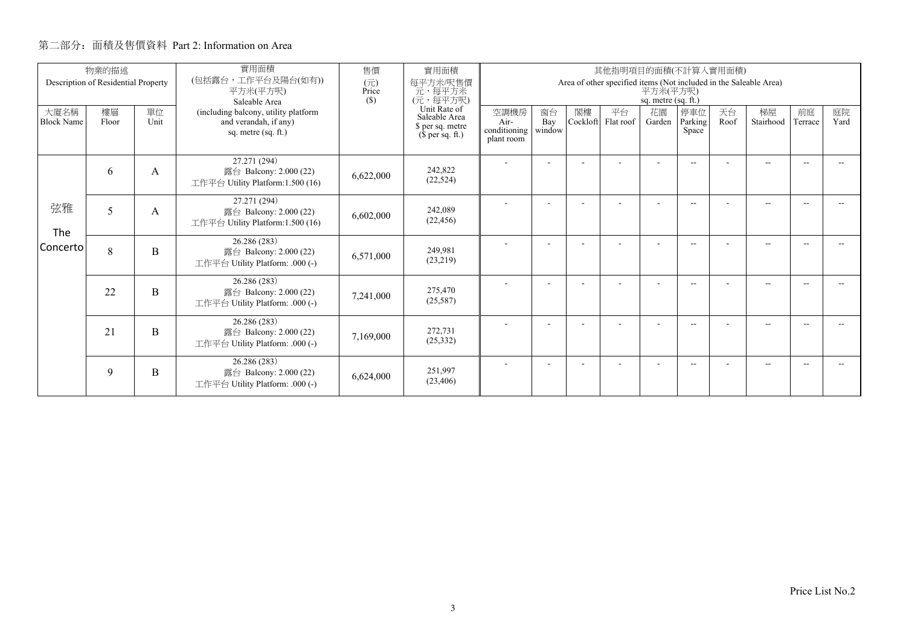## 第二部分：面積及售價資料 Part 2: Information on Area

| 物業的描述 Description of Residential Property | | | 實用面積 (包括露台，工作平台及陽台(如有)) 平方米(平方呎) Saleable Area | 售價 (元) Price ($) | 實用面積 每平方米/呎售價 元，每平方米 (元，每平方呎) Unit Rate of Saleable Area $ per sq. metre ($ per sq. ft.) | 其他指明項目的面積(不計算入實用面積) Area of other specified items (Not included in the Saleable Area) 平方米(平方呎) sq. metre (sq. ft.) | | | | | | | | | |
|---|---|---|---|---|---|---|---|---|---|---|---|---|---|---|---|
| 大廈名稱 Block Name | 樓層 Floor | 單位 Unit | (including balcony, utility platform and verandah, if any) sq. metre (sq. ft.) | | | 空調機房 Air-conditioning plant room | 窗台 Bay window | 閣樓 Cockloft | 平台 Flat roof | 花園 Garden | 停車位 Parking Space | 天台 Roof | 梯屋 Stairhood | 前庭 Terrace | 庭院 Yard |
| 弦雅 The Concerto | 6 | A | 27.271 (294) 露台 Balcony: 2.000 (22) 工作平台 Utility Platform:1.500 (16) | 6,622,000 | 242,822 (22,524) | - | - | - | - | - | -- | - | -- | -- | -- |
| | 5 | A | 27.271 (294) 露台 Balcony: 2.000 (22) 工作平台 Utility Platform:1.500 (16) | 6,602,000 | 242,089 (22,456) | - | - | - | - | - | -- | - | -- | -- | -- |
| | 8 | B | 26.286 (283) 露台 Balcony: 2.000 (22) 工作平台 Utility Platform: .000 (-) | 6,571,000 | 249,981 (23,219) | - | - | - | - | - | -- | - | -- | -- | -- |
| | 22 | B | 26.286 (283) 露台 Balcony: 2.000 (22) 工作平台 Utility Platform: .000 (-) | 7,241,000 | 275,470 (25,587) | - | - | - | - | - | -- | - | -- | -- | -- |
| | 21 | B | 26.286 (283) 露台 Balcony: 2.000 (22) 工作平台 Utility Platform: .000 (-) | 7,169,000 | 272,731 (25,332) | - | - | - | - | - | -- | - | -- | -- | -- |
| | 9 | B | 26.286 (283) 露台 Balcony: 2.000 (22) 工作平台 Utility Platform: .000 (-) | 6,624,000 | 251,997 (23,406) | - | - | - | - | - | -- | - | -- | -- | -- |

Price List No.2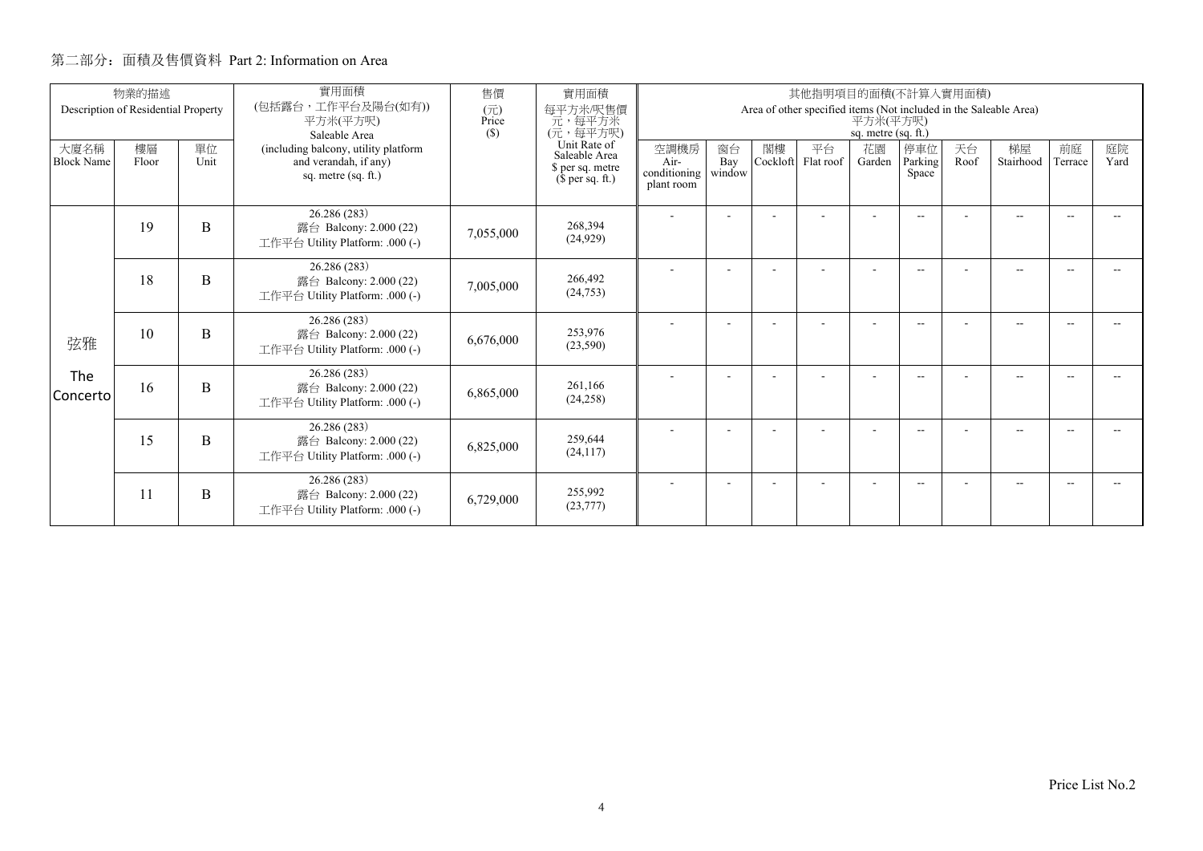## 第二部分：面積及售價資料 Part 2: Information on Area

| 物業的描述 Description of Residential Property | | | 實用面積 (包括露台，工作平台及陽台(如有)) 平方米(平方呎) Saleable Area | 售價 (元) Price ($) | 實用面積 每平方米/呎售價 元，每平方米 (元，每平方呎) | 其他指明項目的面積(不計算入實用面積) Area of other specified items (Not included in the Saleable Area) 平方米(平方呎) sq. metre (sq. ft.) | | | | | | | | | |
|---|---|---|---|---|---|---|---|---|---|---|---|---|---|---|---|
| 大廈名稱 Block Name | 樓層 Floor | 單位 Unit | (including balcony, utility platform and verandah, if any) sq. metre (sq. ft.) | | Unit Rate of Saleable Area $ per sq. metre ($ per sq. ft.) | 空調機房 Air-conditioning plant room | 窗台 Bay window | 閣樓 Cockloft | 平台 Flat roof | 花園 Garden | 停車位 Parking Space | 天台 Roof | 梯屋 Stairhood | 前庭 Terrace | 庭院 Yard |
| 弦雅 The Concerto | 19 | B | 26.286 (283) 露台 Balcony: 2.000 (22) 工作平台 Utility Platform: .000 (-) | 7,055,000 | 268,394 (24,929) | - | - | - | - | - | -- | - | -- | -- | -- |
| | 18 | B | 26.286 (283) 露台 Balcony: 2.000 (22) 工作平台 Utility Platform: .000 (-) | 7,005,000 | 266,492 (24,753) | - | - | - | - | - | -- | - | -- | -- | -- |
| | 10 | B | 26.286 (283) 露台 Balcony: 2.000 (22) 工作平台 Utility Platform: .000 (-) | 6,676,000 | 253,976 (23,590) | - | - | - | - | - | -- | - | -- | -- | -- |
| | 16 | B | 26.286 (283) 露台 Balcony: 2.000 (22) 工作平台 Utility Platform: .000 (-) | 6,865,000 | 261,166 (24,258) | - | - | - | - | - | -- | - | -- | -- | -- |
| | 15 | B | 26.286 (283) 露台 Balcony: 2.000 (22) 工作平台 Utility Platform: .000 (-) | 6,825,000 | 259,644 (24,117) | - | - | - | - | - | -- | - | -- | -- | -- |
| | 11 | B | 26.286 (283) 露台 Balcony: 2.000 (22) 工作平台 Utility Platform: .000 (-) | 6,729,000 | 255,992 (23,777) | - | - | - | - | - | -- | - | -- | -- | -- |

Price List No.2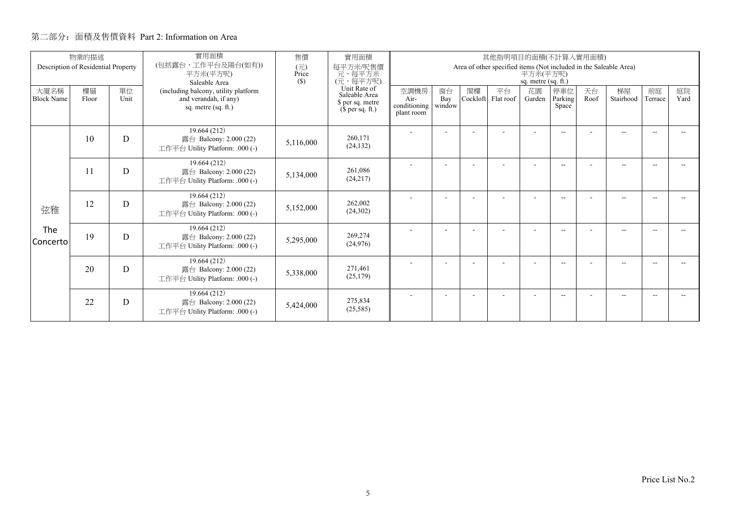## 第二部分：面積及售價資料 Part 2: Information on Area

| 物業的描述 Description of Residential Property | | | 實用面積 (包括露台，工作平台及陽台(如有)) 平方米(平方呎) Saleable Area (including balcony, utility platform and verandah, if any) sq. metre (sq. ft.) | 售價 (元) Price ($) | 實用面積 每平方米/呎售價 元，每平方米 (元，每平方呎) Unit Rate of Saleable Area $ per sq. metre ($ per sq. ft.) | 其他指明項目的面積(不計算入實用面積) Area of other specified items (Not included in the Saleable Area) 平方米(平方呎) sq. metre (sq. ft.) | | | | | | | | | |
|---|---|---|---|---|---|---|---|---|---|---|---|---|---|---|---|
| 大廈名稱 Block Name | 樓層 Floor | 單位 Unit | | | | 空調機房 Air-conditioning plant room | 窗台 Bay window | 閣樓 Cockloft | 平台 Flat roof | 花園 Garden | 停車位 Parking Space | 天台 Roof | 梯屋 Stairhood | 前庭 Terrace | 庭院 Yard |
| 弦雅 The Concerto | 10 | D | 19.664 (212) 露台 Balcony: 2.000 (22) 工作平台 Utility Platform: .000 (-) | 5,116,000 | 260,171 (24,132) | - | - | - | - | - | -- | - | -- | -- | -- |
| | 11 | D | 19.664 (212) 露台 Balcony: 2.000 (22) 工作平台 Utility Platform: .000 (-) | 5,134,000 | 261,086 (24,217) | - | - | - | - | - | -- | - | -- | -- | -- |
| | 12 | D | 19.664 (212) 露台 Balcony: 2.000 (22) 工作平台 Utility Platform: .000 (-) | 5,152,000 | 262,002 (24,302) | - | - | - | - | - | -- | - | -- | -- | -- |
| | 19 | D | 19.664 (212) 露台 Balcony: 2.000 (22) 工作平台 Utility Platform: .000 (-) | 5,295,000 | 269,274 (24,976) | - | - | - | - | - | -- | - | -- | -- | -- |
| | 20 | D | 19.664 (212) 露台 Balcony: 2.000 (22) 工作平台 Utility Platform: .000 (-) | 5,338,000 | 271,461 (25,179) | - | - | - | - | - | -- | - | -- | -- | -- |
| | 22 | D | 19.664 (212) 露台 Balcony: 2.000 (22) 工作平台 Utility Platform: .000 (-) | 5,424,000 | 275,834 (25,585) | - | - | - | - | - | -- | - | -- | -- | -- |

Price List No.2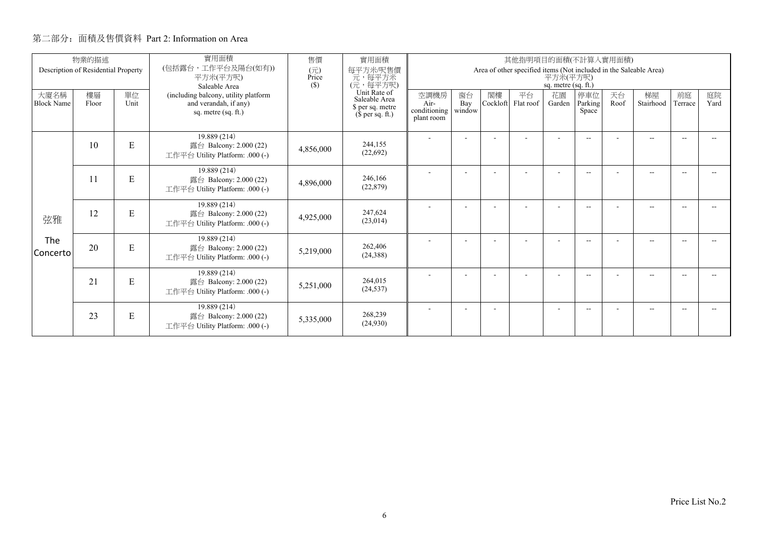## 第二部分：面積及售價資料 Part 2: Information on Area

| 物業的描述 Description of Residential Property | | | 實用面積 (包括露台，工作平台及陽台(如有)) 平方米(平方呎) Saleable Area (including balcony, utility platform and verandah, if any) sq. metre (sq. ft.) | 售價 (元) Price ($) | 實用面積 每平方米/呎售價 元，每平方米 (元，每平方呎) Unit Rate of Saleable Area $ per sq. metre ($ per sq. ft.) | 其他指明項目的面積(不計算入實用面積) Area of other specified items (Not included in the Saleable Area) 平方米(平方呎) sq. metre (sq. ft.) | | | | | | | | | |
|---|---|---|---|---|---|---|---|---|---|---|---|---|---|---|---|
| 大廈名稱 Block Name | 樓層 Floor | 單位 Unit | | | | 空調機房 Air-conditioning plant room | 窗台 Bay window | 閣樓 Cockloft | 平台 Flat roof | 花園 Garden | 停車位 Parking Space | 天台 Roof | 梯屋 Stairhood | 前庭 Terrace | 庭院 Yard |
| 弦雅 The Concerto | 10 | E | 19.889 (214) 露台 Balcony: 2.000 (22) 工作平台 Utility Platform: .000 (-) | 4,856,000 | 244,155 (22,692) | - | - | - | - | - | -- | - | -- | -- | -- |
| | 11 | E | 19.889 (214) 露台 Balcony: 2.000 (22) 工作平台 Utility Platform: .000 (-) | 4,896,000 | 246,166 (22,879) | - | - | - | - | - | -- | - | -- | -- | -- |
| | 12 | E | 19.889 (214) 露台 Balcony: 2.000 (22) 工作平台 Utility Platform: .000 (-) | 4,925,000 | 247,624 (23,014) | - | - | - | - | - | -- | - | -- | -- | -- |
| | 20 | E | 19.889 (214) 露台 Balcony: 2.000 (22) 工作平台 Utility Platform: .000 (-) | 5,219,000 | 262,406 (24,388) | - | - | - | - | - | -- | - | -- | -- | -- |
| | 21 | E | 19.889 (214) 露台 Balcony: 2.000 (22) 工作平台 Utility Platform: .000 (-) | 5,251,000 | 264,015 (24,537) | - | - | - | - | - | -- | - | -- | -- | -- |
| | 23 | E | 19.889 (214) 露台 Balcony: 2.000 (22) 工作平台 Utility Platform: .000 (-) | 5,335,000 | 268,239 (24,930) | - | - | - | | - | -- | - | -- | -- | -- |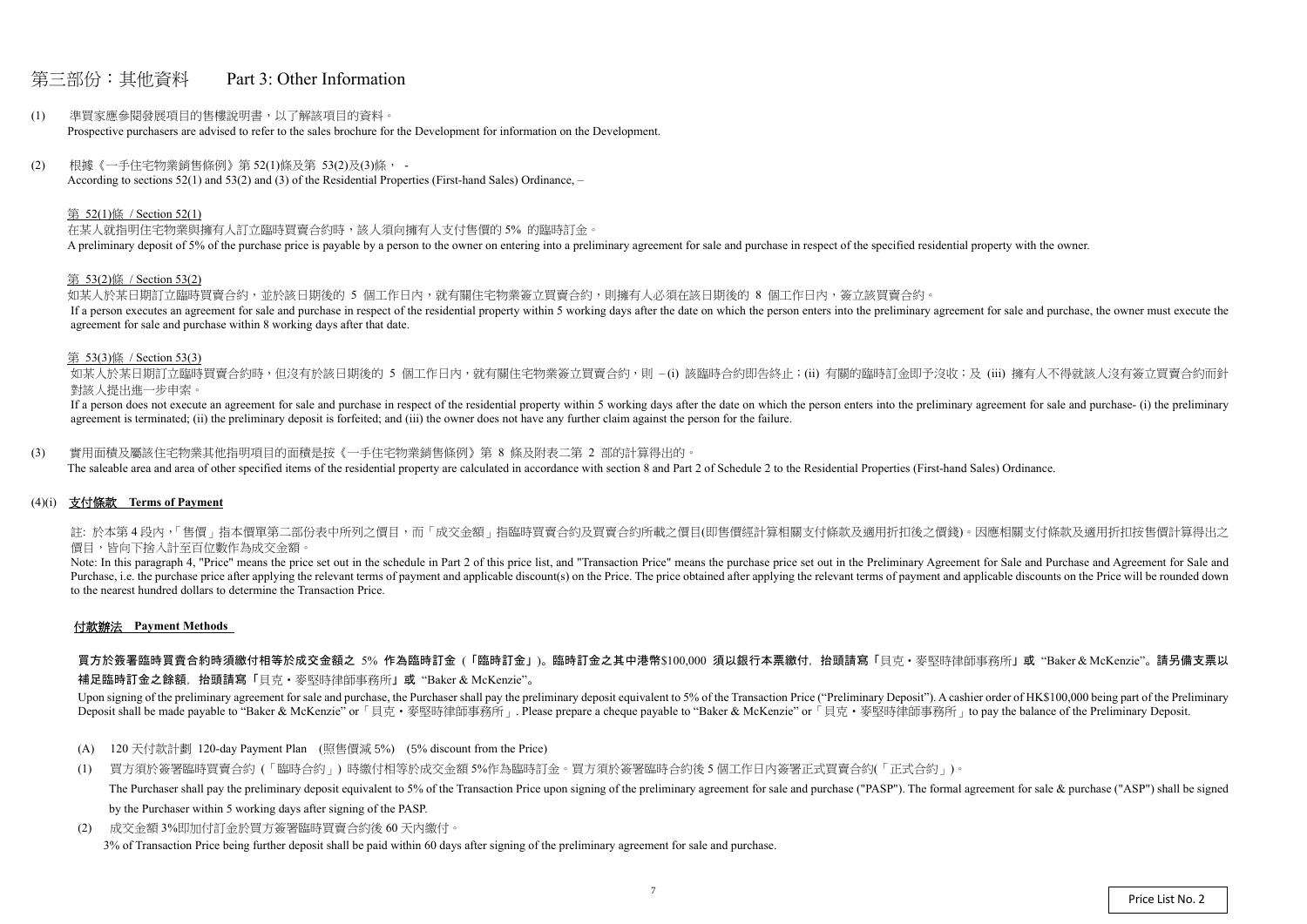# 第三部份：其他資料 Part 3: Other Information

(1) 準買家應參閱發展項目的售樓說明書，以了解該項目的資料。
Prospective purchasers are advised to refer to the sales brochure for the Development for information on the Development.

(2) 根據《一手住宅物業銷售條例》第 52(1)條及第 53(2)及(3)條， -
According to sections 52(1) and 53(2) and (3) of the Residential Properties (First-hand Sales) Ordinance, –

第 52(1)條 / Section 52(1)

在某人就指明住宅物業與擁有人訂立臨時買賣合約時，該人須向擁有人支付售價的 5% 的臨時訂金。
A preliminary deposit of 5% of the purchase price is payable by a person to the owner on entering into a preliminary agreement for sale and purchase in respect of the specified residential property with the owner.

第 53(2)條 / Section 53(2)

如某人於某日期訂立臨時買賣合約，並於該日期後的 5 個工作日內，就有關住宅物業簽立買賣合約，則擁有人必須在該日期後的 8 個工作日內，簽立該買賣合約。
If a person executes an agreement for sale and purchase in respect of the residential property within 5 working days after the date on which the person enters into the preliminary agreement for sale and purchase, the owner must execute the agreement for sale and purchase within 8 working days after that date.

第 53(3)條 / Section 53(3)

如某人於某日期訂立臨時買賣合約時，但沒有於該日期後的 5 個工作日內，就有關住宅物業簽立買賣合約，則 –(i) 該臨時合約即告終止；(ii) 有關的臨時訂金即予沒收；及 (iii) 擁有人不得就該人沒有簽立買賣合約而針對該人提出進一步申索。
If a person does not execute an agreement for sale and purchase in respect of the residential property within 5 working days after the date on which the person enters into the preliminary agreement for sale and purchase- (i) the preliminary agreement is terminated; (ii) the preliminary deposit is forfeited; and (iii) the owner does not have any further claim against the person for the failure.

(3) 實用面積及屬該住宅物業其他指明項目的面積是按《一手住宅物業銷售條例》第 8 條及附表二第 2 部的計算得出的。
The saleable area and area of other specified items of the residential property are calculated in accordance with section 8 and Part 2 of Schedule 2 to the Residential Properties (First-hand Sales) Ordinance.

## (4)(i) 支付條款 Terms of Payment

註: 於本第 4 段內,「售價」指本價單第二部份表中所列之價目，而「成交金額」指臨時買賣合約及買賣合約所載之價目(即售價經計算相關支付條款及適用折扣後之價錢)。因應相關支付條款及適用折扣按售價計算得出之價目，皆向下捨入計至百位數作為成交金額。
Note: In this paragraph 4, "Price" means the price set out in the schedule in Part 2 of this price list, and "Transaction Price" means the purchase price set out in the Preliminary Agreement for Sale and Purchase and Agreement for Sale and Purchase, i.e. the purchase price after applying the relevant terms of payment and applicable discount(s) on the Price. The price obtained after applying the relevant terms of payment and applicable discounts on the Price will be rounded down to the nearest hundred dollars to determine the Transaction Price.

### 付款辦法 Payment Methods

**買方於簽署臨時買賣合約時須繳付相等於成交金額之 5% 作為臨時訂金（「臨時訂金」)。臨時訂金之其中港幣$100,000 須以銀行本票繳付，抬頭請寫「貝克・麥堅時律師事務所」或 "Baker & McKenzie"。請另備支票以補足臨時訂金之餘額，抬頭請寫「貝克・麥堅時律師事務所」或 "Baker & McKenzie"。**

Upon signing of the preliminary agreement for sale and purchase, the Purchaser shall pay the preliminary deposit equivalent to 5% of the Transaction Price ("Preliminary Deposit"). A cashier order of HK$100,000 being part of the Preliminary Deposit shall be made payable to "Baker & McKenzie" or「貝克・麥堅時律師事務所」. Please prepare a cheque payable to "Baker & McKenzie" or「貝克・麥堅時律師事務所」to pay the balance of the Preliminary Deposit.

(A) 120 天付款計劃 120-day Payment Plan (照售價減 5%) (5% discount from the Price)

(1) 買方須於簽署臨時買賣合約（「臨時合約」）時繳付相等於成交金額 5%作為臨時訂金。買方須於簽署臨時合約後 5 個工作日內簽署正式買賣合約(「正式合約」)。
The Purchaser shall pay the preliminary deposit equivalent to 5% of the Transaction Price upon signing of the preliminary agreement for sale and purchase ("PASP"). The formal agreement for sale & purchase ("ASP") shall be signed by the Purchaser within 5 working days after signing of the PASP.

(2) 成交金額 3%即加付訂金於買方簽署臨時買賣合約後 60 天內繳付。
3% of Transaction Price being further deposit shall be paid within 60 days after signing of the preliminary agreement for sale and purchase.

Price List No. 2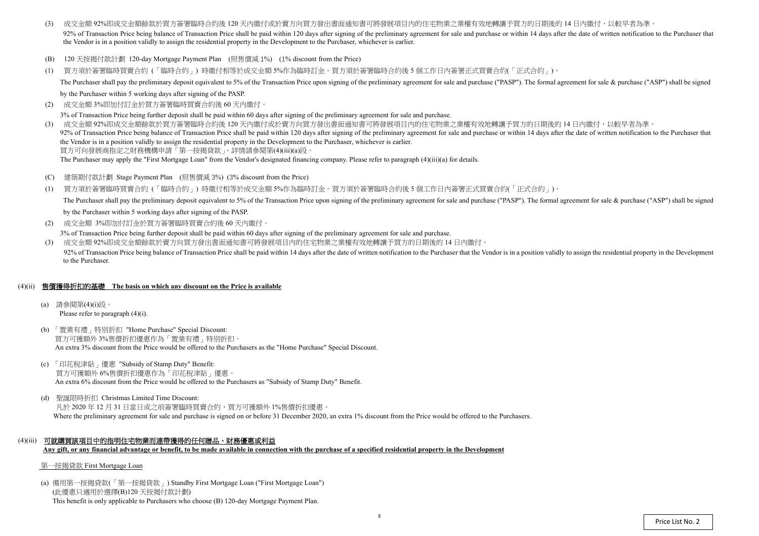(3) 成交金額 92%即成交金額餘款於買方簽署臨時合約後 120 天內繳付或於賣方向買方發出書面通知書可將發展項目內的住宅物業之業權有效地轉讓予買方的日期後的 14 日內繳付，以較早者為準。

92% of Transaction Price being balance of Transaction Price shall be paid within 120 days after signing of the preliminary agreement for sale and purchase or within 14 days after the date of written notification to the Purchaser that the Vendor is in a position validly to assign the residential property in the Development to the Purchaser, whichever is earlier.

(B) 120 天按揭付款計劃 120-day Mortgage Payment Plan (照售價減 1%) (1% discount from the Price)

(1) 買方須於簽署臨時買賣合約（「臨時合約」）時繳付相等於成交金額 5%作為臨時訂金。買方須於簽署臨時合約後 5 個工作日內簽署正式買賣合約(「正式合約」)。

The Purchaser shall pay the preliminary deposit equivalent to 5% of the Transaction Price upon signing of the preliminary agreement for sale and purchase ("PASP"). The formal agreement for sale & purchase ("ASP") shall be signed by the Purchaser within 5 working days after signing of the PASP.

(2) 成交金額 3%即加付訂金於買方簽署臨時買賣合約後 60 天內繳付。

3% of Transaction Price being further deposit shall be paid within 60 days after signing of the preliminary agreement for sale and purchase.

(3) 成交金額 92%即成交金額餘款於買方簽署臨時合約後 120 天內繳付或於賣方向買方發出書面通知書可將發展項目內的住宅物業之業權有效地轉讓予買方的日期後的 14 日內繳付，以較早者為準。

92% of Transaction Price being balance of Transaction Price shall be paid within 120 days after signing of the preliminary agreement for sale and purchase or within 14 days after the date of written notification to the Purchaser that the Vendor is in a position validly to assign the residential property in the Development to the Purchaser, whichever is earlier.

買方可向發展商指定之財務機構申請「第一按揭貸款」。詳情請參閱第(4)(iii)(a)段。

The Purchaser may apply the "First Mortgage Loan" from the Vendor's designated financing company. Please refer to paragraph (4)(iii)(a) for details.

(C) 建築期付款計劃 Stage Payment Plan (照售價減 3%) (3% discount from the Price)

(1) 買方須於簽署臨時買賣合約（「臨時合約」）時繳付相等於成交金額 5%作為臨時訂金。買方須於簽署臨時合約後 5 個工作日內簽署正式買賣合約(「正式合約」)。

The Purchaser shall pay the preliminary deposit equivalent to 5% of the Transaction Price upon signing of the preliminary agreement for sale and purchase ("PASP"). The formal agreement for sale & purchase ("ASP") shall be signed by the Purchaser within 5 working days after signing of the PASP.

(2) 成交金額 3%即加付訂金於買方簽署臨時買賣合約後 60 天內繳付。

3% of Transaction Price being further deposit shall be paid within 60 days after signing of the preliminary agreement for sale and purchase.

(3) 成交金額 92%即成交金額餘款於賣方向買方發出書面通知書可將發展項目內的住宅物業之業權有效地轉讓予買方的日期後的 14 日內繳付。

92% of Transaction Price being balance of Transaction Price shall be paid within 14 days after the date of written notification to the Purchaser that the Vendor is in a position validly to assign the residential property in the Development to the Purchaser.

## (4)(ii) 售價獲得折扣的基礎 The basis on which any discount on the Price is available

(a) 請參閱第(4)(i)段。
Please refer to paragraph (4)(i).

(b) 「置業有禮」特別折扣 "Home Purchase" Special Discount:
買方可獲額外 3%售價折扣優惠作為「置業有禮」特別折扣。
An extra 3% discount from the Price would be offered to the Purchasers as the "Home Purchase" Special Discount.

(c) 「印花稅津貼」優惠 "Subsidy of Stamp Duty" Benefit:
買方可獲額外 6%售價折扣優惠作為「印花稅津貼」優惠。
An extra 6% discount from the Price would be offered to the Purchasers as "Subsidy of Stamp Duty" Benefit.

(d) 聖誕限時折扣 Christmas Limited Time Discount:
凡於 2020 年 12 月 31 日當日或之前簽署臨時買賣合約，買方可獲額外 1%售價折扣優惠。
Where the preliminary agreement for sale and purchase is signed on or before 31 December 2020, an extra 1% discount from the Price would be offered to the Purchasers.

## (4)(iii) 可就購買該項目中的指明住宅物業而連帶獲得的任何贈品、財務優惠或利益 Any gift, or any financial advantage or benefit, to be made available in connection with the purchase of a specified residential property in the Development

第一按揭貸款 First Mortgage Loan

(a) 備用第一按揭貸款(「第一按揭貸款」) Standby First Mortgage Loan ("First Mortgage Loan")
(此優惠只適用於選擇(B)120 天按揭付款計劃)
This benefit is only applicable to Purchasers who choose (B) 120-day Mortgage Payment Plan.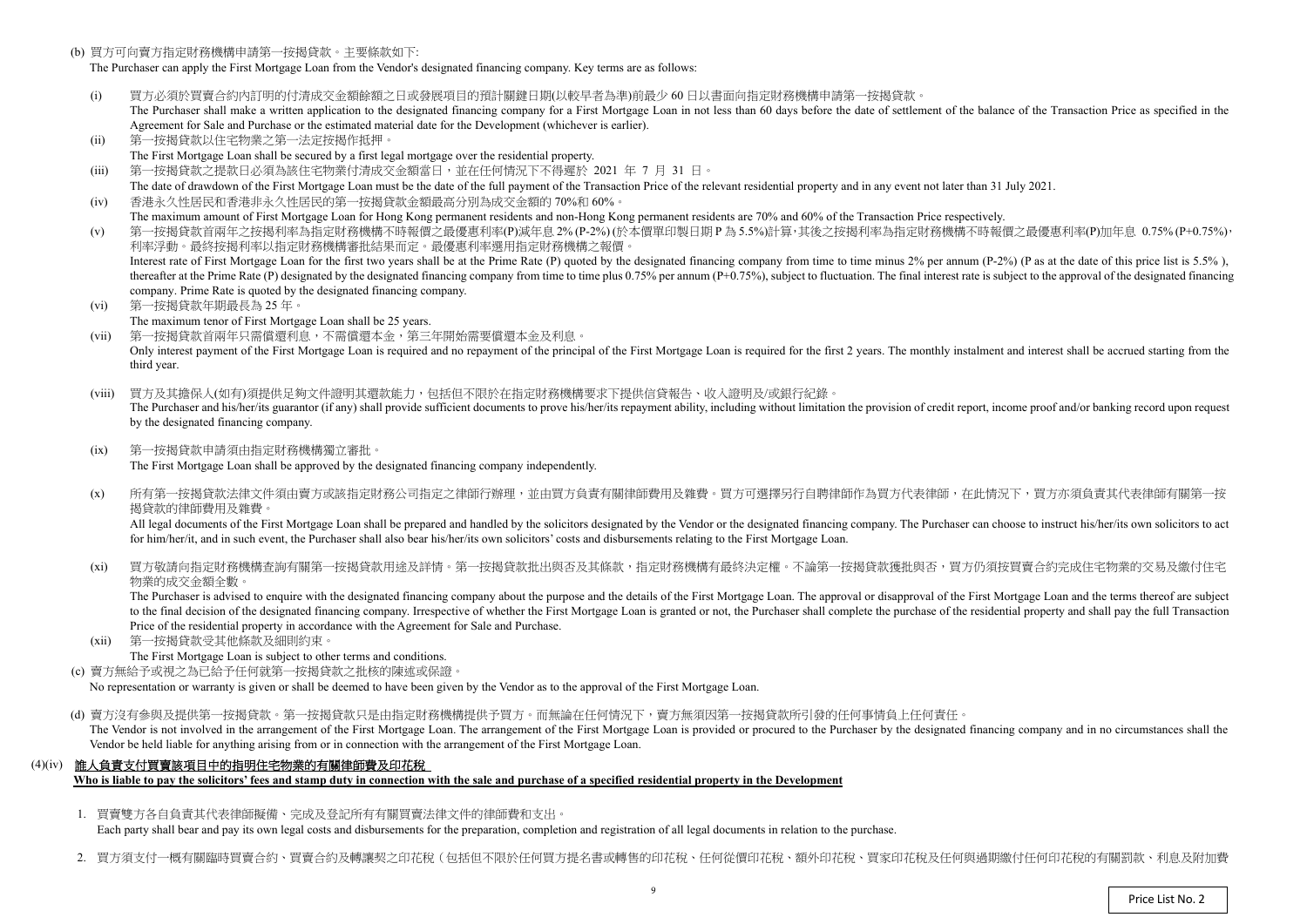(b) 買方可向賣方指定財務機構申請第一按揭貸款。主要條款如下:

The Purchaser can apply the First Mortgage Loan from the Vendor's designated financing company. Key terms are as follows:

(i) 買方必須於買賣合約內訂明的付清成交金額餘額之日或發展項目的預計關鍵日期(以較早者為準)前最少 60 日以書面向指定財務機構申請第一按揭貸款。
The Purchaser shall make a written application to the designated financing company for a First Mortgage Loan in not less than 60 days before the date of settlement of the balance of the Transaction Price as specified in the Agreement for Sale and Purchase or the estimated material date for the Development (whichever is earlier).

(ii) 第一按揭貸款以住宅物業之第一法定按揭作抵押。
The First Mortgage Loan shall be secured by a first legal mortgage over the residential property.

(iii) 第一按揭貸款之提款日必須為該住宅物業付清成交金額當日，並在任何情況下不得遲於 2021 年 7 月 31 日。
The date of drawdown of the First Mortgage Loan must be the date of the full payment of the Transaction Price of the relevant residential property and in any event not later than 31 July 2021.

(iv) 香港永久性居民和香港非永久性居民的第一按揭貸款金額最高分別為成交金額的 70%和 60%。
The maximum amount of First Mortgage Loan for Hong Kong permanent residents and non-Hong Kong permanent residents are 70% and 60% of the Transaction Price respectively.

(v) 第一按揭貸款首兩年之按揭利率為指定財務機構不時報價之最優惠利率(P)減年息 2% (P-2%) (於本價單印製日期 P 為 5.5%)計算，其後之按揭利率為指定財務機構不時報價之最優惠利率(P)加年息 0.75% (P+0.75%)，利率浮動。最終按揭利率以指定財務機構審批結果而定。最優惠利率選用指定財務機構之報價。
Interest rate of First Mortgage Loan for the first two years shall be at the Prime Rate (P) quoted by the designated financing company from time to time minus 2% per annum (P-2%) (P as at the date of this price list is 5.5% ), thereafter at the Prime Rate (P) designated by the designated financing company from time to time plus 0.75% per annum (P+0.75%), subject to fluctuation. The final interest rate is subject to the approval of the designated financing company. Prime Rate is quoted by the designated financing company.

(vi) 第一按揭貸款年期最長為 25 年。
The maximum tenor of First Mortgage Loan shall be 25 years.

(vii) 第一按揭貸款首兩年只需償還利息，不需償還本金，第三年開始需要償還本金及利息。
Only interest payment of the First Mortgage Loan is required and no repayment of the principal of the First Mortgage Loan is required for the first 2 years. The monthly instalment and interest shall be accrued starting from the third year.

(viii) 買方及其擔保人(如有)須提供足夠文件證明其還款能力，包括但不限於在指定財務機構要求下提供信貸報告、收入證明及/或銀行紀錄。
The Purchaser and his/her/its guarantor (if any) shall provide sufficient documents to prove his/her/its repayment ability, including without limitation the provision of credit report, income proof and/or banking record upon request by the designated financing company.

(ix) 第一按揭貸款申請須由指定財務機構獨立審批。
The First Mortgage Loan shall be approved by the designated financing company independently.

(x) 所有第一按揭貸款法律文件須由賣方或該指定財務公司指定之律師行辦理，並由買方負責有關律師費用及雜費。買方可選擇另行自聘律師作為買方代表律師，在此情況下，買方亦須負責其代表律師有關第一按揭貸款的律師費用及雜費。
All legal documents of the First Mortgage Loan shall be prepared and handled by the solicitors designated by the Vendor or the designated financing company. The Purchaser can choose to instruct his/her/its own solicitors to act for him/her/it, and in such event, the Purchaser shall also bear his/her/its own solicitors' costs and disbursements relating to the First Mortgage Loan.

(xi) 買方敬請向指定財務機構查詢有關第一按揭貸款用途及詳情。第一按揭貸款批出與否及其條款，指定財務機構有最終決定權。不論第一按揭貸款獲批與否，買方仍須按買賣合約完成住宅物業的交易及繳付住宅物業的成交金額全數。
The Purchaser is advised to enquire with the designated financing company about the purpose and the details of the First Mortgage Loan. The approval or disapproval of the First Mortgage Loan and the terms thereof are subject to the final decision of the designated financing company. Irrespective of whether the First Mortgage Loan is granted or not, the Purchaser shall complete the purchase of the residential property and shall pay the full Transaction Price of the residential property in accordance with the Agreement for Sale and Purchase.

(xii) 第一按揭貸款受其他條款及細則約束。
The First Mortgage Loan is subject to other terms and conditions.

(c) 賣方無給予或視之為已給予任何就第一按揭貸款之批核的陳述或保證。
No representation or warranty is given or shall be deemed to have been given by the Vendor as to the approval of the First Mortgage Loan.

(d) 賣方沒有參與及提供第一按揭貸款。第一按揭貸款只是由指定財務機構提供予買方。而無論在任何情況下，賣方無須因第一按揭貸款所引發的任何事情負上任何責任。
The Vendor is not involved in the arrangement of the First Mortgage Loan. The arrangement of the First Mortgage Loan is provided or procured to the Purchaser by the designated financing company and in no circumstances shall the Vendor be held liable for anything arising from or in connection with the arrangement of the First Mortgage Loan.

## (4)(iv) 誰人負責支付買賣該項目中的指明住宅物業的有關律師費及印花稅

**Who is liable to pay the solicitors' fees and stamp duty in connection with the sale and purchase of a specified residential property in the Development**

1. 買賣雙方各自負責其代表律師擬備、完成及登記所有有關買賣法律文件的律師費和支出。
Each party shall bear and pay its own legal costs and disbursements for the preparation, completion and registration of all legal documents in relation to the purchase.

2. 買方須支付一概有關臨時買賣合約、買賣合約及轉讓契之印花稅（包括但不限於任何買方提名書或轉售的印花稅、任何從價印花稅、額外印花稅、買家印花稅及任何與過期繳付任何印花稅的有關罰款、利息及附加費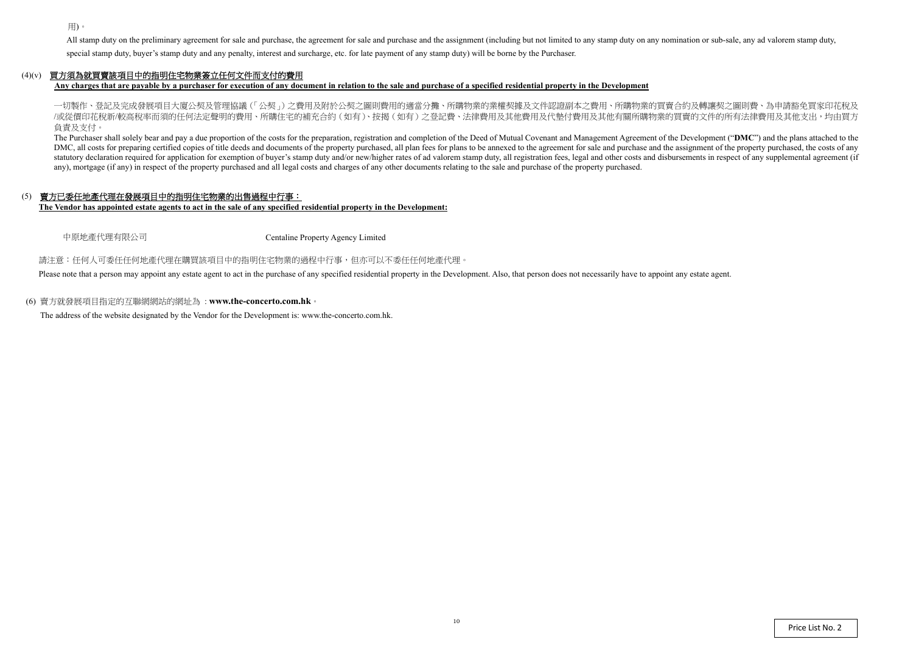用)。

All stamp duty on the preliminary agreement for sale and purchase, the agreement for sale and purchase and the assignment (including but not limited to any stamp duty on any nomination or sub-sale, any ad valorem stamp duty, special stamp duty, buyer's stamp duty and any penalty, interest and surcharge, etc. for late payment of any stamp duty) will be borne by the Purchaser.

(4)(v) **買方須為就買賣該項目中的指明住宅物業簽立任何文件而支付的費用**

**Any charges that are payable by a purchaser for execution of any document in relation to the sale and purchase of a specified residential property in the Development**

一切製作、登記及完成發展項目大廈公契及管理協議(「公契」)之費用及附於公契之圖則費用的適當分攤、所購物業的業權契據及文件認證副本之費用、所購物業的買賣合約及轉讓契之圖則費、為申請豁免買家印花稅及/或從價印花稅新/較高稅率而須的任何法定聲明的費用、所購住宅的補充合約(如有)、按揭(如有)之登記費、法律費用及其他費用及代墊付費用及其他有關所購物業的買賣的文件的所有法律費用及其他支出，均由買方負責及支付。

The Purchaser shall solely bear and pay a due proportion of the costs for the preparation, registration and completion of the Deed of Mutual Covenant and Management Agreement of the Development ("**DMC**") and the plans attached to the DMC, all costs for preparing certified copies of title deeds and documents of the property purchased, all plan fees for plans to be annexed to the agreement for sale and purchase and the assignment of the property purchased, the costs of any statutory declaration required for application for exemption of buyer's stamp duty and/or new/higher rates of ad valorem stamp duty, all registration fees, legal and other costs and disbursements in respect of any supplemental agreement (if any), mortgage (if any) in respect of the property purchased and all legal costs and charges of any other documents relating to the sale and purchase of the property purchased.

(5) **賣方已委任地產代理在發展項目中的指明住宅物業的出售過程中行事：**

**The Vendor has appointed estate agents to act in the sale of any specified residential property in the Development:**

中原地產代理有限公司 Centaline Property Agency Limited

請注意：任何人可委任任何地產代理在購買該項目中的指明住宅物業的過程中行事，但亦可以不委任任何地產代理。

Please note that a person may appoint any estate agent to act in the purchase of any specified residential property in the Development. Also, that person does not necessarily have to appoint any estate agent.

(6) 賣方就發展項目指定的互聯網網站的網址為 ：**www.the-concerto.com.hk**。

The address of the website designated by the Vendor for the Development is: www.the-concerto.com.hk.

Price List No. 2